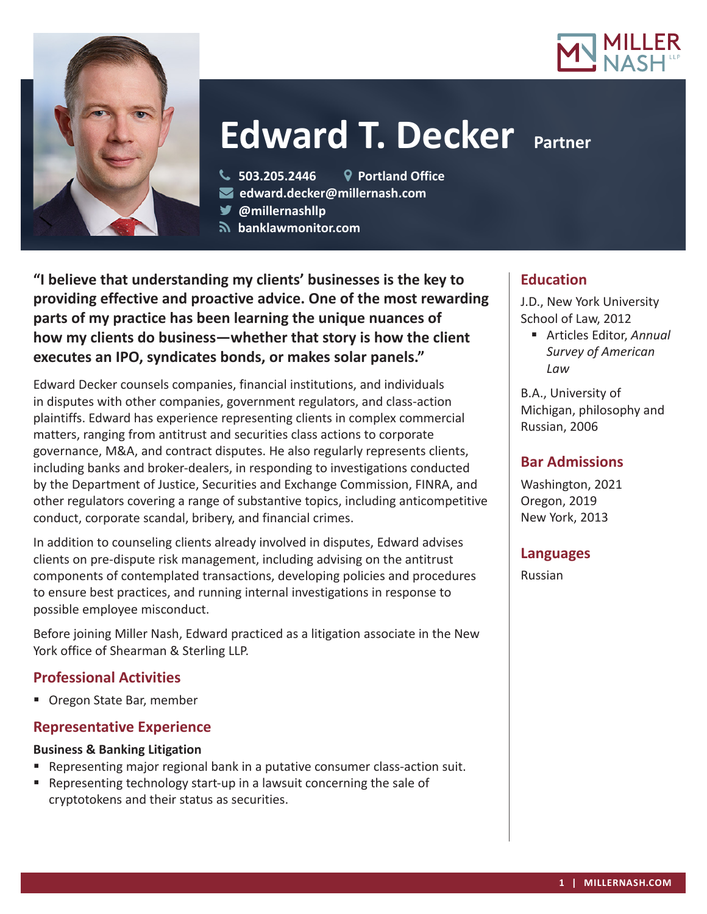# Edward T. Decker Partner

503.205.2446 | Portland Office
edward.decker@millernash.com
@millernashllp
banklawmonitor.com

**"I believe that understanding my clients' businesses is the key to providing effective and proactive advice. One of the most rewarding parts of my practice has been learning the unique nuances of how my clients do business—whether that story is how the client executes an IPO, syndicates bonds, or makes solar panels."**

Edward Decker counsels companies, financial institutions, and individuals in disputes with other companies, government regulators, and class-action plaintiffs. Edward has experience representing clients in complex commercial matters, ranging from antitrust and securities class actions to corporate governance, M&A, and contract disputes. He also regularly represents clients, including banks and broker-dealers, in responding to investigations conducted by the Department of Justice, Securities and Exchange Commission, FINRA, and other regulators covering a range of substantive topics, including anticompetitive conduct, corporate scandal, bribery, and financial crimes.

In addition to counseling clients already involved in disputes, Edward advises clients on pre-dispute risk management, including advising on the antitrust components of contemplated transactions, developing policies and procedures to ensure best practices, and running internal investigations in response to possible employee misconduct.

Before joining Miller Nash, Edward practiced as a litigation associate in the New York office of Shearman & Sterling LLP.

## Professional Activities

- Oregon State Bar, member

## Representative Experience

### Business & Banking Litigation

- Representing major regional bank in a putative consumer class-action suit.
- Representing technology start-up in a lawsuit concerning the sale of cryptotokens and their status as securities.

## Education

J.D., New York University School of Law, 2012

- Articles Editor, *Annual Survey of American Law*

B.A., University of Michigan, philosophy and Russian, 2006

## Bar Admissions

Washington, 2021
Oregon, 2019
New York, 2013

## Languages

Russian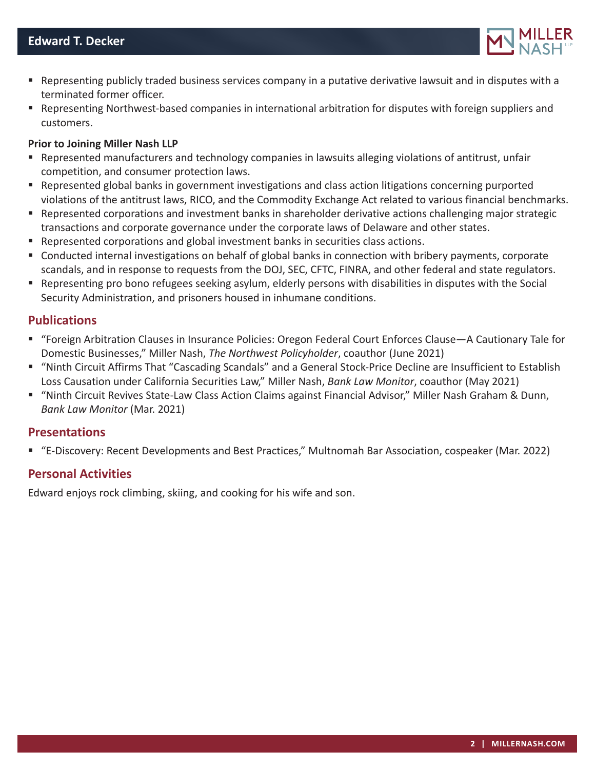- Representing publicly traded business services company in a putative derivative lawsuit and in disputes with a terminated former officer.
- Representing Northwest-based companies in international arbitration for disputes with foreign suppliers and customers.

**Prior to Joining Miller Nash LLP**

- Represented manufacturers and technology companies in lawsuits alleging violations of antitrust, unfair competition, and consumer protection laws.
- Represented global banks in government investigations and class action litigations concerning purported violations of the antitrust laws, RICO, and the Commodity Exchange Act related to various financial benchmarks.
- Represented corporations and investment banks in shareholder derivative actions challenging major strategic transactions and corporate governance under the corporate laws of Delaware and other states.
- Represented corporations and global investment banks in securities class actions.
- Conducted internal investigations on behalf of global banks in connection with bribery payments, corporate scandals, and in response to requests from the DOJ, SEC, CFTC, FINRA, and other federal and state regulators.
- Representing pro bono refugees seeking asylum, elderly persons with disabilities in disputes with the Social Security Administration, and prisoners housed in inhumane conditions.

## Publications

- "Foreign Arbitration Clauses in Insurance Policies: Oregon Federal Court Enforces Clause—A Cautionary Tale for Domestic Businesses," Miller Nash, *The Northwest Policyholder*, coauthor (June 2021)
- "Ninth Circuit Affirms That "Cascading Scandals" and a General Stock-Price Decline are Insufficient to Establish Loss Causation under California Securities Law," Miller Nash, *Bank Law Monitor*, coauthor (May 2021)
- "Ninth Circuit Revives State-Law Class Action Claims against Financial Advisor," Miller Nash Graham & Dunn, *Bank Law Monitor* (Mar. 2021)

## Presentations

- "E-Discovery: Recent Developments and Best Practices," Multnomah Bar Association, cospeaker (Mar. 2022)

## Personal Activities

Edward enjoys rock climbing, skiing, and cooking for his wife and son.